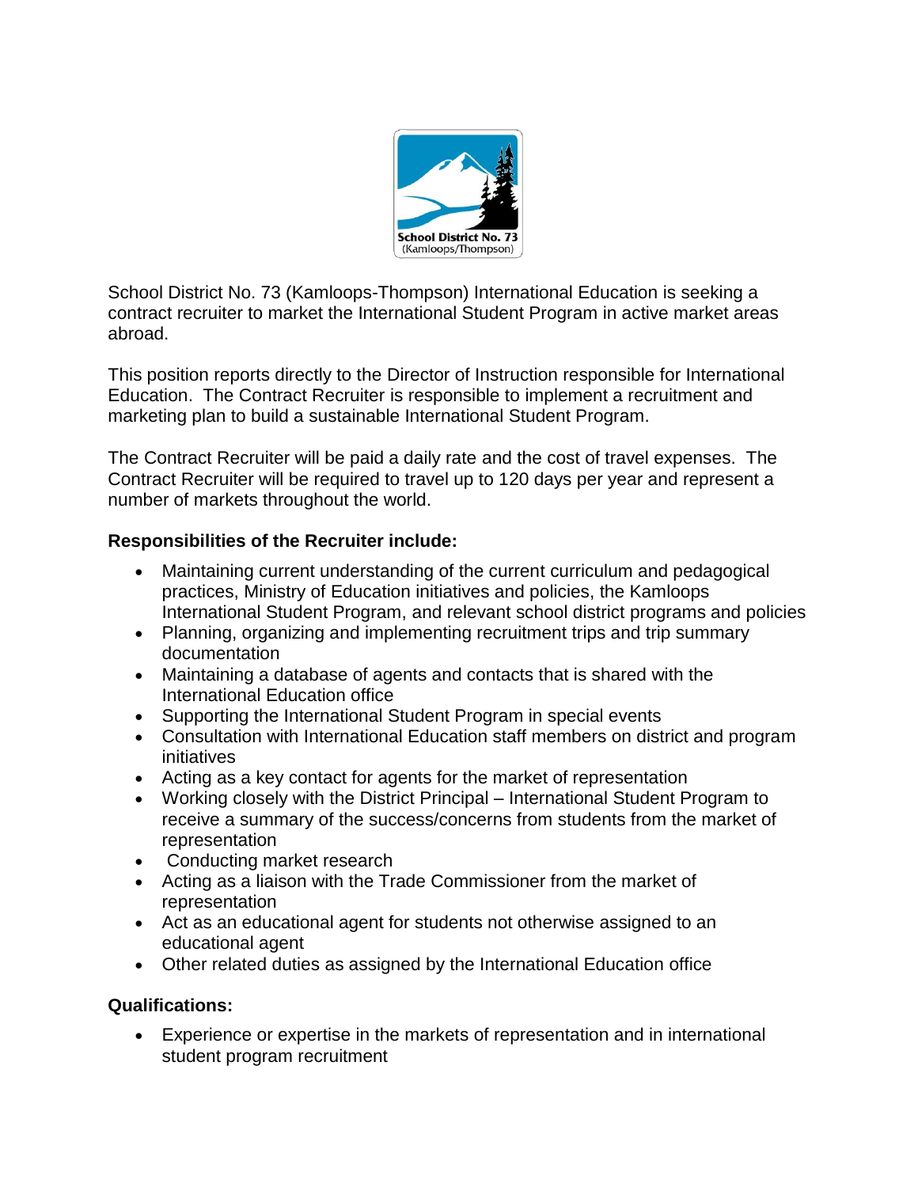School District No. 73 (Kamloops-Thompson) International Education is seeking a contract recruiter to market the International Student Program in active market areas abroad.

This position reports directly to the Director of Instruction responsible for International Education. The Contract Recruiter is responsible to implement a recruitment and marketing plan to build a sustainable International Student Program.

The Contract Recruiter will be paid a daily rate and the cost of travel expenses. The Contract Recruiter will be required to travel up to 120 days per year and represent a number of markets throughout the world.

**Responsibilities of the Recruiter include:**

- Maintaining current understanding of the current curriculum and pedagogical practices, Ministry of Education initiatives and policies, the Kamloops International Student Program, and relevant school district programs and policies
- Planning, organizing and implementing recruitment trips and trip summary documentation
- Maintaining a database of agents and contacts that is shared with the International Education office
- Supporting the International Student Program in special events
- Consultation with International Education staff members on district and program initiatives
- Acting as a key contact for agents for the market of representation
- Working closely with the District Principal – International Student Program to receive a summary of the success/concerns from students from the market of representation
- Conducting market research
- Acting as a liaison with the Trade Commissioner from the market of representation
- Act as an educational agent for students not otherwise assigned to an educational agent
- Other related duties as assigned by the International Education office

**Qualifications:**

- Experience or expertise in the markets of representation and in international student program recruitment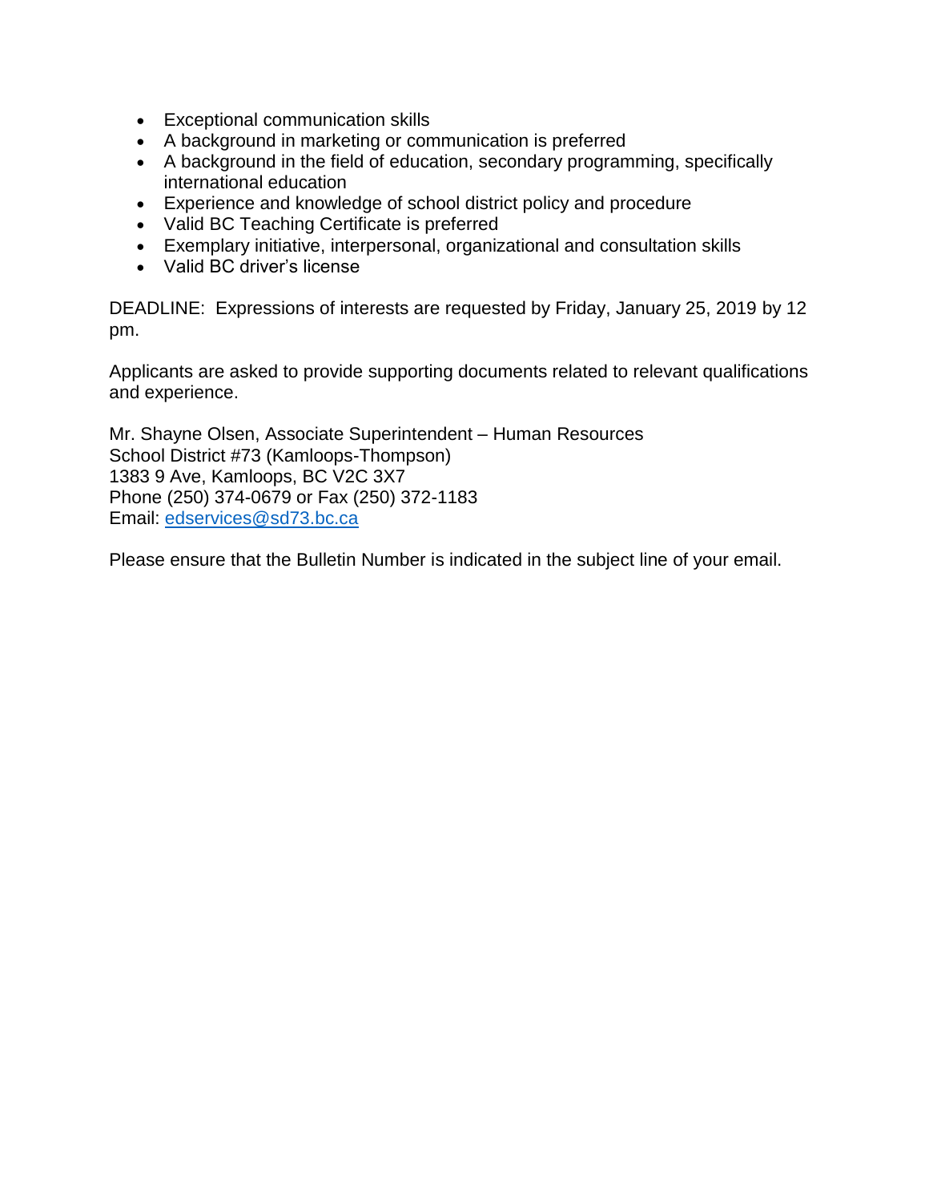- Exceptional communication skills
- A background in marketing or communication is preferred
- A background in the field of education, secondary programming, specifically international education
- Experience and knowledge of school district policy and procedure
- Valid BC Teaching Certificate is preferred
- Exemplary initiative, interpersonal, organizational and consultation skills
- Valid BC driver's license

DEADLINE: Expressions of interests are requested by Friday, January 25, 2019 by 12 pm.

Applicants are asked to provide supporting documents related to relevant qualifications and experience.

Mr. Shayne Olsen, Associate Superintendent – Human Resources
School District #73 (Kamloops-Thompson)
1383 9 Ave, Kamloops, BC V2C 3X7
Phone (250) 374-0679 or Fax (250) 372-1183
Email: edservices@sd73.bc.ca

Please ensure that the Bulletin Number is indicated in the subject line of your email.